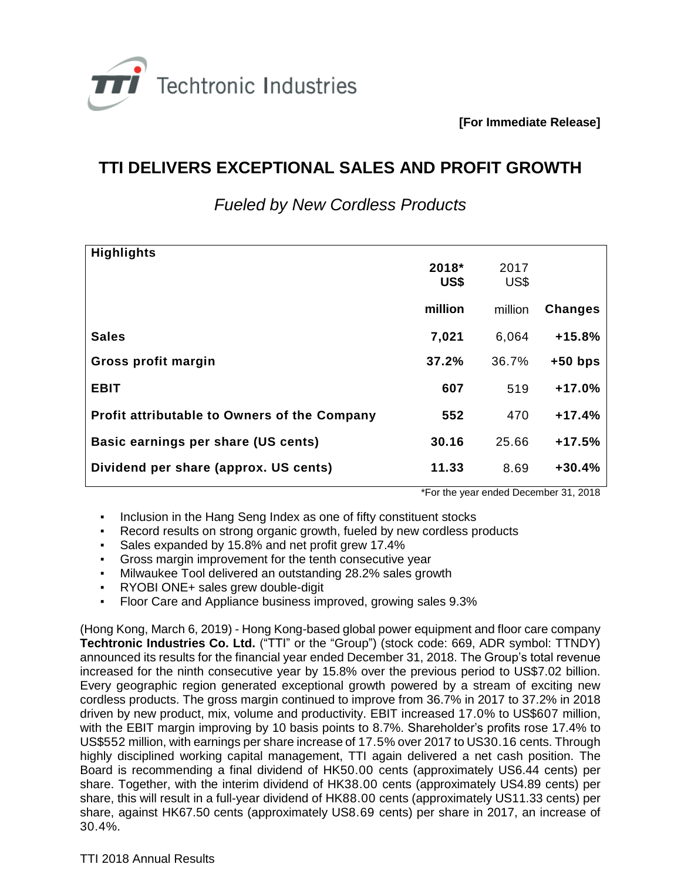Techtronic Industries

**[For Immediate Release]**

# TTI DELIVERS EXCEPTIONAL SALES AND PROFIT GROWTH

## *Fueled by New Cordless Products*

| **Highlights** | **2018* US$ million** | 2017 US$ million | **Changes** |
|---|---|---|---|
| **Sales** | **7,021** | 6,064 | **+15.8%** |
| **Gross profit margin** | **37.2%** | 36.7% | **+50 bps** |
| **EBIT** | **607** | 519 | **+17.0%** |
| **Profit attributable to Owners of the Company** | **552** | 470 | **+17.4%** |
| **Basic earnings per share (US cents)** | **30.16** | 25.66 | **+17.5%** |
| **Dividend per share (approx. US cents)** | **11.33** | 8.69 | **+30.4%** |

*For the year ended December 31, 2018

- Inclusion in the Hang Seng Index as one of fifty constituent stocks
- Record results on strong organic growth, fueled by new cordless products
- Sales expanded by 15.8% and net profit grew 17.4%
- Gross margin improvement for the tenth consecutive year
- Milwaukee Tool delivered an outstanding 28.2% sales growth
- RYOBI ONE+ sales grew double-digit
- Floor Care and Appliance business improved, growing sales 9.3%

(Hong Kong, March 6, 2019) - Hong Kong-based global power equipment and floor care company **Techtronic Industries Co. Ltd.** ("TTI" or the "Group") (stock code: 669, ADR symbol: TTNDY) announced its results for the financial year ended December 31, 2018. The Group's total revenue increased for the ninth consecutive year by 15.8% over the previous period to US$7.02 billion. Every geographic region generated exceptional growth powered by a stream of exciting new cordless products. The gross margin continued to improve from 36.7% in 2017 to 37.2% in 2018 driven by new product, mix, volume and productivity. EBIT increased 17.0% to US$607 million, with the EBIT margin improving by 10 basis points to 8.7%. Shareholder's profits rose 17.4% to US$552 million, with earnings per share increase of 17.5% over 2017 to US30.16 cents. Through highly disciplined working capital management, TTI again delivered a net cash position. The Board is recommending a final dividend of HK50.00 cents (approximately US6.44 cents) per share. Together, with the interim dividend of HK38.00 cents (approximately US4.89 cents) per share, this will result in a full-year dividend of HK88.00 cents (approximately US11.33 cents) per share, against HK67.50 cents (approximately US8.69 cents) per share in 2017, an increase of 30.4%.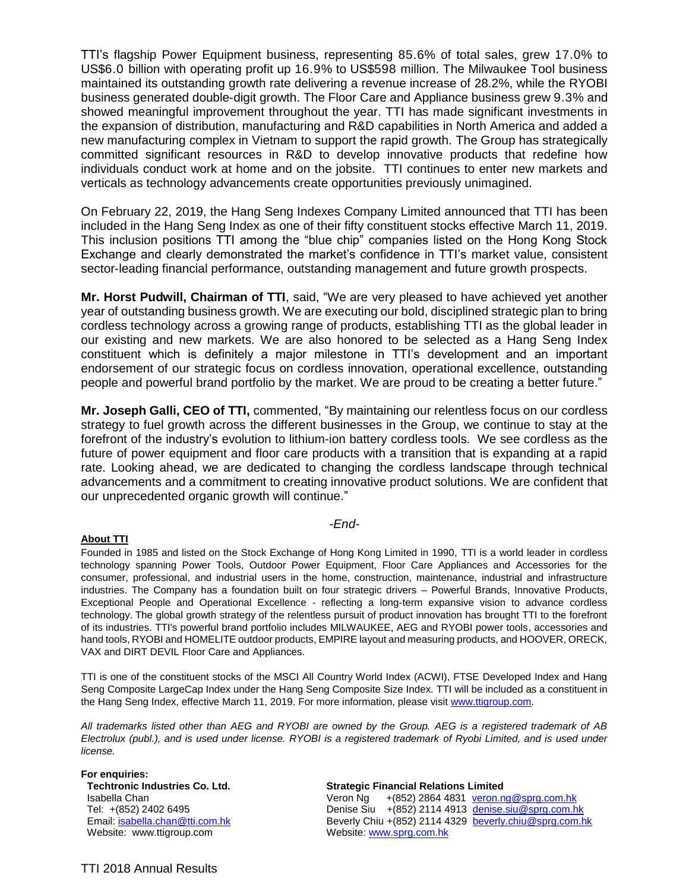TTI's flagship Power Equipment business, representing 85.6% of total sales, grew 17.0% to US$6.0 billion with operating profit up 16.9% to US$598 million. The Milwaukee Tool business maintained its outstanding growth rate delivering a revenue increase of 28.2%, while the RYOBI business generated double-digit growth. The Floor Care and Appliance business grew 9.3% and showed meaningful improvement throughout the year. TTI has made significant investments in the expansion of distribution, manufacturing and R&D capabilities in North America and added a new manufacturing complex in Vietnam to support the rapid growth. The Group has strategically committed significant resources in R&D to develop innovative products that redefine how individuals conduct work at home and on the jobsite. TTI continues to enter new markets and verticals as technology advancements create opportunities previously unimagined.

On February 22, 2019, the Hang Seng Indexes Company Limited announced that TTI has been included in the Hang Seng Index as one of their fifty constituent stocks effective March 11, 2019. This inclusion positions TTI among the "blue chip" companies listed on the Hong Kong Stock Exchange and clearly demonstrated the market's confidence in TTI's market value, consistent sector-leading financial performance, outstanding management and future growth prospects.

**Mr. Horst Pudwill, Chairman of TTI**, said, "We are very pleased to have achieved yet another year of outstanding business growth. We are executing our bold, disciplined strategic plan to bring cordless technology across a growing range of products, establishing TTI as the global leader in our existing and new markets. We are also honored to be selected as a Hang Seng Index constituent which is definitely a major milestone in TTI's development and an important endorsement of our strategic focus on cordless innovation, operational excellence, outstanding people and powerful brand portfolio by the market. We are proud to be creating a better future."

**Mr. Joseph Galli, CEO of TTI,** commented, "By maintaining our relentless focus on our cordless strategy to fuel growth across the different businesses in the Group, we continue to stay at the forefront of the industry's evolution to lithium-ion battery cordless tools. We see cordless as the future of power equipment and floor care products with a transition that is expanding at a rapid rate. Looking ahead, we are dedicated to changing the cordless landscape through technical advancements and a commitment to creating innovative product solutions. We are confident that our unprecedented organic growth will continue."

*-End-*

**About TTI**

Founded in 1985 and listed on the Stock Exchange of Hong Kong Limited in 1990, TTI is a world leader in cordless technology spanning Power Tools, Outdoor Power Equipment, Floor Care Appliances and Accessories for the consumer, professional, and industrial users in the home, construction, maintenance, industrial and infrastructure industries. The Company has a foundation built on four strategic drivers – Powerful Brands, Innovative Products, Exceptional People and Operational Excellence - reflecting a long-term expansive vision to advance cordless technology. The global growth strategy of the relentless pursuit of product innovation has brought TTI to the forefront of its industries. TTI's powerful brand portfolio includes MILWAUKEE, AEG and RYOBI power tools, accessories and hand tools, RYOBI and HOMELITE outdoor products, EMPIRE layout and measuring products, and HOOVER, ORECK, VAX and DIRT DEVIL Floor Care and Appliances.

TTI is one of the constituent stocks of the MSCI All Country World Index (ACWI), FTSE Developed Index and Hang Seng Composite LargeCap Index under the Hang Seng Composite Size Index. TTI will be included as a constituent in the Hang Seng Index, effective March 11, 2019. For more information, please visit www.ttigroup.com.

*All trademarks listed other than AEG and RYOBI are owned by the Group. AEG is a registered trademark of AB Electrolux (publ.), and is used under license. RYOBI is a registered trademark of Ryobi Limited, and is used under license.*

**For enquiries:**

**Techtronic Industries Co. Ltd.**
Isabella Chan
Tel: +(852) 2402 6495
Email: isabella.chan@tti.com.hk
Website: www.ttigroup.com

**Strategic Financial Relations Limited**
Veron Ng +(852) 2864 4831 veron.ng@sprg.com.hk
Denise Siu +(852) 2114 4913 denise.siu@sprg.com.hk
Beverly Chiu +(852) 2114 4329 beverly.chiu@sprg.com.hk
Website: www.sprg.com.hk